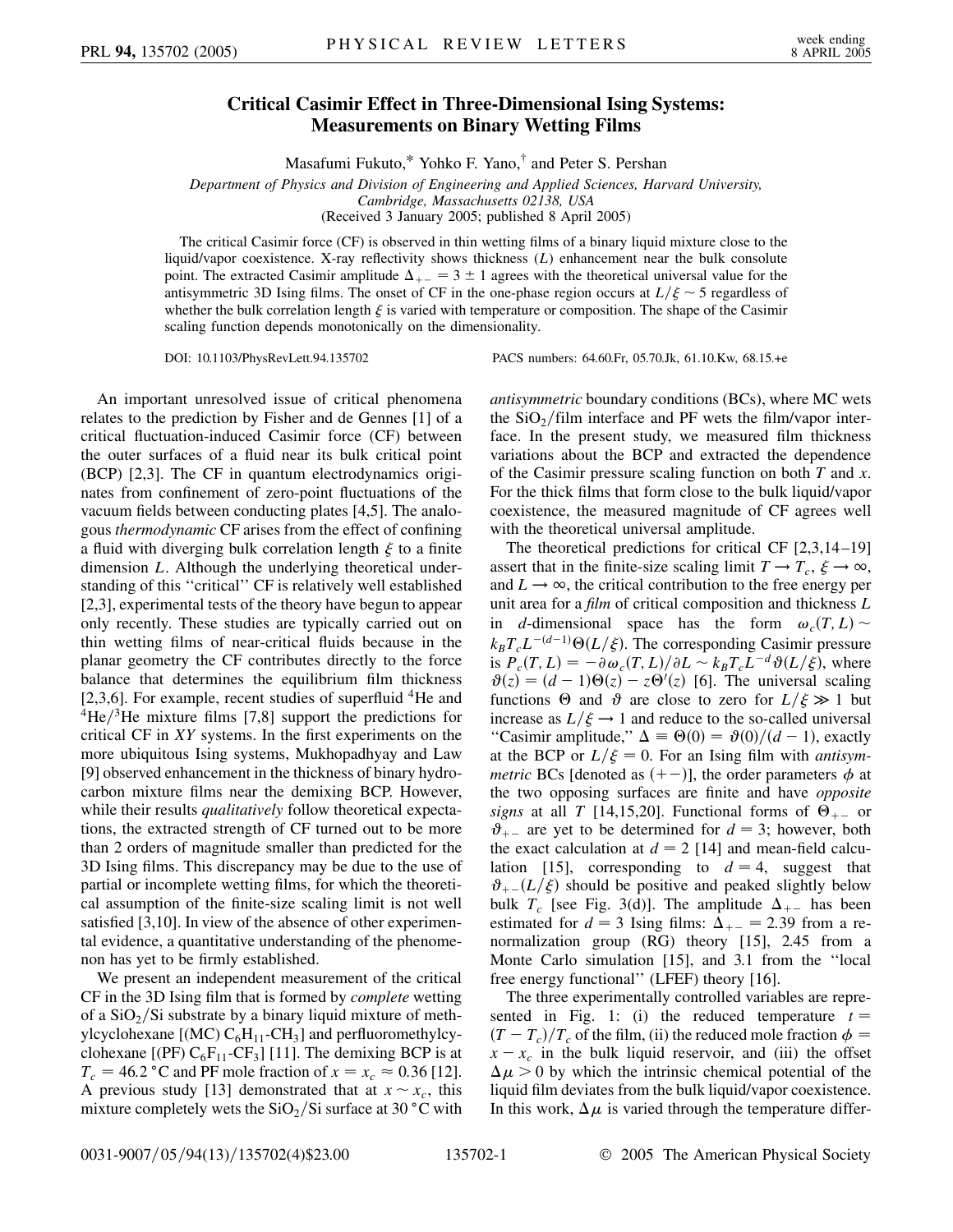# Critical Casimir Effect in Three-Dimensional Ising Systems: Measurements on Binary Wetting Films

Masafumi Fukuto,* Yohko F. Yano,† and Peter S. Pershan

*Department of Physics and Division of Engineering and Applied Sciences, Harvard University, Cambridge, Massachusetts 02138, USA*

(Received 3 January 2005; published 8 April 2005)

The critical Casimir force (CF) is observed in thin wetting films of a binary liquid mixture close to the liquid/vapor coexistence. X-ray reflectivity shows thickness ($L$) enhancement near the bulk consolute point. The extracted Casimir amplitude $\Delta_{+-} = 3 \pm 1$ agrees with the theoretical universal value for the antisymmetric 3D Ising films. The onset of CF in the one-phase region occurs at $L/\xi \sim 5$ regardless of whether the bulk correlation length $\xi$ is varied with temperature or composition. The shape of the Casimir scaling function depends monotonically on the dimensionality.

DOI: 10.1103/PhysRevLett.94.135702

PACS numbers: 64.60.Fr, 05.70.Jk, 61.10.Kw, 68.15.+e

An important unresolved issue of critical phenomena relates to the prediction by Fisher and de Gennes [1] of a critical fluctuation-induced Casimir force (CF) between the outer surfaces of a fluid near its bulk critical point (BCP) [2,3]. The CF in quantum electrodynamics originates from confinement of zero-point fluctuations of the vacuum fields between conducting plates [4,5]. The analogous *thermodynamic* CF arises from the effect of confining a fluid with diverging bulk correlation length $\xi$ to a finite dimension $L$. Although the underlying theoretical understanding of this "critical" CF is relatively well established [2,3], experimental tests of the theory have begun to appear only recently. These studies are typically carried out on thin wetting films of near-critical fluids because in the planar geometry the CF contributes directly to the force balance that determines the equilibrium film thickness [2,3,6]. For example, recent studies of superfluid $^4He$ and $^4He/^3He$ mixture films [7,8] support the predictions for critical CF in *XY* systems. In the first experiments on the more ubiquitous Ising systems, Mukhopadhyay and Law [9] observed enhancement in the thickness of binary hydrocarbon mixture films near the demixing BCP. However, while their results *qualitatively* follow theoretical expectations, the extracted strength of CF turned out to be more than 2 orders of magnitude smaller than predicted for the 3D Ising films. This discrepancy may be due to the use of partial or incomplete wetting films, for which the theoretical assumption of the finite-size scaling limit is not well satisfied [3,10]. In view of the absence of other experimental evidence, a quantitative understanding of the phenomenon has yet to be firmly established.

We present an independent measurement of the critical CF in the 3D Ising film that is formed by *complete* wetting of a $SiO_2/Si$ substrate by a binary liquid mixture of methylcyclohexane [(MC) $C_6H_{11}$-$CH_3$] and perfluoromethylcyclohexane [(PF) $C_6F_{11}$-$CF_3$] [11]. The demixing BCP is at $T_c = 46.2\,^\circ C$ and PF mole fraction of $x = x_c \approx 0.36$ [12]. A previous study [13] demonstrated that at $x \sim x_c$, this mixture completely wets the $SiO_2/Si$ surface at 30 °C with *antisymmetric* boundary conditions (BCs), where MC wets the $SiO_2$/film interface and PF wets the film/vapor interface. In the present study, we measured film thickness variations about the BCP and extracted the dependence of the Casimir pressure scaling function on both $T$ and $x$. For the thick films that form close to the bulk liquid/vapor coexistence, the measured magnitude of CF agrees well with the theoretical universal amplitude.

The theoretical predictions for critical CF [2,3,14–19] assert that in the finite-size scaling limit $T \to T_c$, $\xi \to \infty$, and $L \to \infty$, the critical contribution to the free energy per unit area for a *film* of critical composition and thickness $L$ in $d$-dimensional space has the form $\omega_c(T, L) \sim k_B T_c L^{-(d-1)} \Theta(L/\xi)$. The corresponding Casimir pressure is $P_c(T, L) = -\partial \omega_c(T, L)/\partial L \sim k_B T_c L^{-d} \vartheta(L/\xi)$, where $\vartheta(z) = (d-1)\Theta(z) - z\Theta'(z)$ [6]. The universal scaling functions $\Theta$ and $\vartheta$ are close to zero for $L/\xi \gg 1$ but increase as $L/\xi \to 1$ and reduce to the so-called universal "Casimir amplitude," $\Delta \equiv \Theta(0) = \vartheta(0)/(d-1)$, exactly at the BCP or $L/\xi = 0$. For an Ising film with *antisymmetric* BCs [denoted as $(+-)$], the order parameters $\phi$ at the two opposing surfaces are finite and have *opposite signs* at all $T$ [14,15,20]. Functional forms of $\Theta_{+-}$ or $\vartheta_{+-}$ are yet to be determined for $d = 3$; however, both the exact calculation at $d = 2$ [14] and mean-field calculation [15], corresponding to $d = 4$, suggest that $\vartheta_{+-}(L/\xi)$ should be positive and peaked slightly below bulk $T_c$ [see Fig. 3(d)]. The amplitude $\Delta_{+-}$ has been estimated for $d = 3$ Ising films: $\Delta_{+-} = 2.39$ from a renormalization group (RG) theory [15], 2.45 from a Monte Carlo simulation [15], and 3.1 from the "local free energy functional" (LFEF) theory [16].

The three experimentally controlled variables are represented in Fig. 1: (i) the reduced temperature $t = (T - T_c)/T_c$ of the film, (ii) the reduced mole fraction $\phi = x - x_c$ in the bulk liquid reservoir, and (iii) the offset $\Delta\mu > 0$ by which the intrinsic chemical potential of the liquid film deviates from the bulk liquid/vapor coexistence. In this work, $\Delta\mu$ is varied through the temperature differ-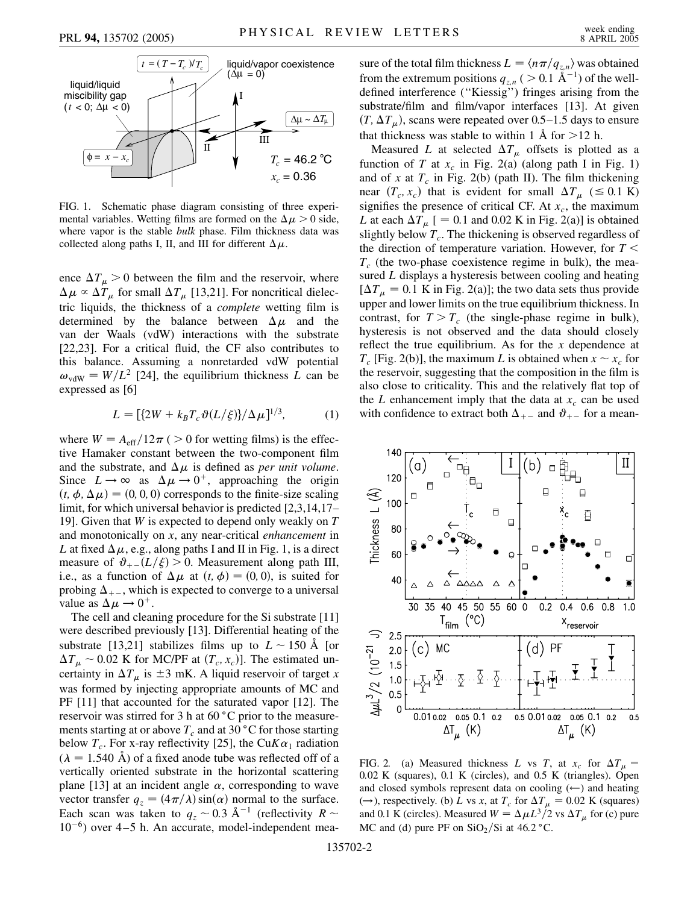FIG. 1. Schematic phase diagram consisting of three experimental variables. Wetting films are formed on the $\Delta\mu > 0$ side, where vapor is the stable *bulk* phase. Film thickness data was collected along paths I, II, and III for different $\Delta\mu$.

ence $\Delta T_\mu > 0$ between the film and the reservoir, where $\Delta\mu \propto \Delta T_\mu$ for small $\Delta T_\mu$ [13,21]. For noncritical dielectric liquids, the thickness of a *complete* wetting film is determined by the balance between $\Delta\mu$ and the van der Waals (vdW) interactions with the substrate [22,23]. For a critical fluid, the CF also contributes to this balance. Assuming a nonretarded vdW potential $\omega_{\rm vdW} = W/L^2$ [24], the equilibrium thickness $L$ can be expressed as [6]

$$L = [\{2W + k_B T_c \vartheta(L/\xi)\}/\Delta\mu]^{1/3}, \tag{1}$$

where $W = A_{\rm eff}/12\pi$ ($> 0$ for wetting films) is the effective Hamaker constant between the two-component film and the substrate, and $\Delta\mu$ is defined as *per unit volume*. Since $L \to \infty$ as $\Delta\mu \to 0^+$, approaching the origin $(t, \phi, \Delta\mu) = (0, 0, 0)$ corresponds to the finite-size scaling limit, for which universal behavior is predicted [2,3,14,17–19]. Given that $W$ is expected to depend only weakly on $T$ and monotonically on $x$, any near-critical *enhancement* in $L$ at fixed $\Delta\mu$, e.g., along paths I and II in Fig. 1, is a direct measure of $\vartheta_{+-}(L/\xi) > 0$. Measurement along path III, i.e., as a function of $\Delta\mu$ at $(t, \phi) = (0, 0)$, is suited for probing $\Delta_{+-}$, which is expected to converge to a universal value as $\Delta\mu \to 0^+$.

The cell and cleaning procedure for the Si substrate [11] were described previously [13]. Differential heating of the substrate [13,21] stabilizes films up to $L \sim 150$ Å [or $\Delta T_\mu \sim 0.02$ K for MC/PF at $(T_c, x_c)$]. The estimated uncertainty in $\Delta T_\mu$ is $\pm 3$ mK. A liquid reservoir of target $x$ was formed by injecting appropriate amounts of MC and PF [11] that accounted for the saturated vapor [12]. The reservoir was stirred for 3 h at 60 °C prior to the measurements starting at or above $T_c$ and at 30 °C for those starting below $T_c$. For x-ray reflectivity [25], the Cu$K\alpha_1$ radiation ($\lambda = 1.540$ Å) of a fixed anode tube was reflected off of a vertically oriented substrate in the horizontal scattering plane [13] at an incident angle $\alpha$, corresponding to wave vector transfer $q_z = (4\pi/\lambda)\sin(\alpha)$ normal to the surface. Each scan was taken to $q_z \sim 0.3$ Å$^{-1}$ (reflectivity $R \sim 10^{-6}$) over 4–5 h. An accurate, model-independent measure of the total film thickness $L = \langle n\pi/q_{z,n}\rangle$ was obtained from the extremum positions $q_{z,n}$ ($> 0.1$ Å$^{-1}$) of the well-defined interference ("Kiessig") fringes arising from the substrate/film and film/vapor interfaces [13]. At given $(T, \Delta T_\mu)$, scans were repeated over 0.5–1.5 days to ensure that thickness was stable to within 1 Å for $>12$ h.

Measured $L$ at selected $\Delta T_\mu$ offsets is plotted as a function of $T$ at $x_c$ in Fig. 2(a) (along path I in Fig. 1) and of $x$ at $T_c$ in Fig. 2(b) (path II). The film thickening near $(T_c, x_c)$ that is evident for small $\Delta T_\mu$ ($\leq 0.1$ K) signifies the presence of critical CF. At $x_c$, the maximum $L$ at each $\Delta T_\mu$ [$= 0.1$ and 0.02 K in Fig. 2(a)] is obtained slightly below $T_c$. The thickening is observed regardless of the direction of temperature variation. However, for $T < T_c$ (the two-phase coexistence regime in bulk), the measured $L$ displays a hysteresis between cooling and heating [$\Delta T_\mu = 0.1$ K in Fig. 2(a)]; the two data sets thus provide upper and lower limits on the true equilibrium thickness. In contrast, for $T > T_c$ (the single-phase regime in bulk), hysteresis is not observed and the data should closely reflect the true equilibrium. As for the $x$ dependence at $T_c$ [Fig. 2(b)], the maximum $L$ is obtained when $x \sim x_c$ for the reservoir, suggesting that the composition in the film is also close to criticality. This and the relatively flat top of the $L$ enhancement imply that the data at $x_c$ can be used with confidence to extract both $\Delta_{+-}$ and $\vartheta_{+-}$ for a mean-

FIG. 2. (a) Measured thickness $L$ vs $T$, at $x_c$ for $\Delta T_\mu = 0.02$ K (squares), 0.1 K (circles), and 0.5 K (triangles). Open and closed symbols represent data on cooling (⟵) and heating (⟶), respectively. (b) $L$ vs $x$, at $T_c$ for $\Delta T_\mu = 0.02$ K (squares) and 0.1 K (circles). Measured $W = \Delta\mu L^3/2$ vs $\Delta T_\mu$ for (c) pure MC and (d) pure PF on $SiO_2$/Si at 46.2 °C.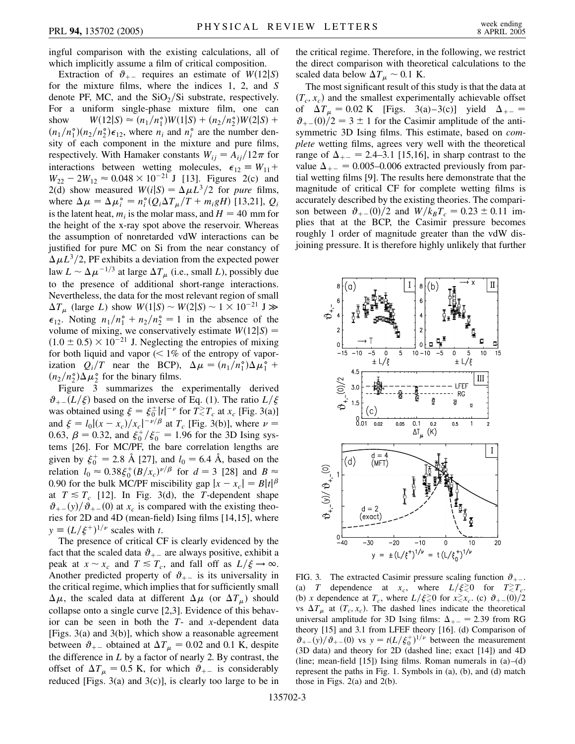ingful comparison with the existing calculations, all of which implicitly assume a film of critical composition.

Extraction of $\vartheta_{+-}$ requires an estimate of $W(12|S)$ for the mixture films, where the indices 1, 2, and $S$ denote PF, MC, and the $SiO_2$/Si substrate, respectively. For a uniform single-phase mixture film, one can show $W(12|S) \approx (n_1/n_1^\circ)W(1|S) + (n_2/n_2^\circ)W(2|S) + (n_1/n_1^\circ)(n_2/n_2^\circ)\epsilon_{12}$, where $n_i$ and $n_i^\circ$ are the number density of each component in the mixture and pure films, respectively. With Hamaker constants $W_{ij} = A_{ij}/12\pi$ for interactions between wetting molecules, $\epsilon_{12} \equiv W_{11} + W_{22} - 2W_{12} \approx 0.048 \times 10^{-21}$ J [13]. Figures 2(c) and 2(d) show measured $W(i|S) = \Delta\mu L^3/2$ for *pure* films, where $\Delta\mu = \Delta\mu_i^\circ = n_i^\circ(Q_i\Delta T_\mu/T + m_i gH)$ [13,21], $Q_i$ is the latent heat, $m_i$ is the molar mass, and $H = 40$ mm for the height of the x-ray spot above the reservoir. Whereas the assumption of nonretarded vdW interactions can be justified for pure MC on Si from the near constancy of $\Delta\mu L^3/2$, PF exhibits a deviation from the expected power law $L \sim \Delta\mu^{-1/3}$ at large $\Delta T_\mu$ (i.e., small $L$), possibly due to the presence of additional short-range interactions. Nevertheless, the data for the most relevant region of small $\Delta T_\mu$ (large $L$) show $W(1|S) \sim W(2|S) \sim 1 \times 10^{-21}$ J $\gg \epsilon_{12}$. Noting $n_1/n_1^\circ + n_2/n_2^\circ = 1$ in the absence of the volume of mixing, we conservatively estimate $W(12|S) = (1.0 \pm 0.5) \times 10^{-21}$ J. Neglecting the entropies of mixing for both liquid and vapor ($< 1\%$ of the entropy of vaporization $Q_i/T$ near the BCP), $\Delta\mu = (n_1/n_1^\circ)\Delta\mu_1^\circ + (n_2/n_2^\circ)\Delta\mu_2^\circ$ for the binary films.

Figure 3 summarizes the experimentally derived $\vartheta_{+-}(L/\xi)$ based on the inverse of Eq. (1). The ratio $L/\xi$ was obtained using $\xi = \xi_0^\pm|t|^{-\nu}$ for $T \gtrless T_c$ at $x_c$ [Fig. 3(a)] and $\xi = l_0|(x - x_c)/x_c|^{-\nu/\beta}$ at $T_c$ [Fig. 3(b)], where $\nu = 0.63$, $\beta = 0.32$, and $\xi_0^+/\xi_0^- = 1.96$ for the 3D Ising systems [26]. For MC/PF, the bare correlation lengths are given by $\xi_0^+ = 2.8$ Å [27], and $l_0 = 6.4$ Å, based on the relation $l_0 \approx 0.38\xi_0^+(B/x_c)^{\nu/\beta}$ for $d = 3$ [28] and $B \approx 0.90$ for the bulk MC/PF miscibility gap $|x - x_c| = B|t|^\beta$ at $T \lesssim T_c$ [12]. In Fig. 3(d), the $T$-dependent shape $\vartheta_{+-}(y)/\vartheta_{+-}(0)$ at $x_c$ is compared with the existing theories for 2D and 4D (mean-field) Ising films [14,15], where $y \equiv (L/\xi^+)^{1/\nu}$ scales with $t$.

The presence of critical CF is clearly evidenced by the fact that the scaled data $\vartheta_{+-}$ are always positive, exhibit a peak at $x \sim x_c$ and $T \lesssim T_c$, and fall off as $L/\xi \to \infty$. Another predicted property of $\vartheta_{+-}$ is its universality in the critical regime, which implies that for sufficiently small $\Delta\mu$, the scaled data at different $\Delta\mu$ (or $\Delta T_\mu$) should collapse onto a single curve [2,3]. Evidence of this behavior can be seen in both the $T$- and $x$-dependent data [Figs. 3(a) and 3(b)], which show a reasonable agreement between $\vartheta_{+-}$ obtained at $\Delta T_\mu = 0.02$ and 0.1 K, despite the difference in $L$ by a factor of nearly 2. By contrast, the offset of $\Delta T_\mu = 0.5$ K, for which $\vartheta_{+-}$ is considerably reduced [Figs. 3(a) and 3(c)], is clearly too large to be in the critical regime. Therefore, in the following, we restrict the direct comparison with theoretical calculations to the scaled data below $\Delta T_\mu \sim 0.1$ K.

The most significant result of this study is that the data at $(T_c, x_c)$ and the smallest experimentally achievable offset of $\Delta T_\mu = 0.02$ K [Figs. 3(a)–3(c)] yield $\Delta_{+-} = \vartheta_{+-}(0)/2 = 3 \pm 1$ for the Casimir amplitude of the antisymmetric 3D Ising films. This estimate, based on *complete* wetting films, agrees very well with the theoretical range of $\Delta_{+-} = 2.4$–$3.1$ [15,16], in sharp contrast to the value $\Delta_{+-} = 0.005$–$0.006$ extracted previously from partial wetting films [9]. The results here demonstrate that the magnitude of critical CF for complete wetting films is accurately described by the existing theories. The comparison between $\vartheta_{+-}(0)/2$ and $W/k_BT_c = 0.23 \pm 0.11$ implies that at the BCP, the Casimir pressure becomes roughly 1 order of magnitude greater than the vdW disjoining pressure. It is therefore highly unlikely that further

FIG. 3. The extracted Casimir pressure scaling function $\vartheta_{+-}$. (a) $T$ dependence at $x_c$, where $L/\xi \gtrless 0$ for $T \gtrless T_c$. (b) $x$ dependence at $T_c$, where $L/\xi \gtrless 0$ for $x \gtrless x_c$. (c) $\vartheta_{+-}(0)/2$ vs $\Delta T_\mu$ at $(T_c, x_c)$. The dashed lines indicate the theoretical universal amplitude for 3D Ising films: $\Delta_{+-} = 2.39$ from RG theory [15] and 3.1 from LFEF theory [16]. (d) Comparison of $\vartheta_{+-}(y)/\vartheta_{+-}(0)$ vs $y = t(L/\xi_0^+)^{1/\nu}$ between the measurement (3D data) and theory for 2D (dashed line; exact [14]) and 4D (line; mean-field [15]) Ising films. Roman numerals in (a)–(d) represent the paths in Fig. 1. Symbols in (a), (b), and (d) match those in Figs. 2(a) and 2(b).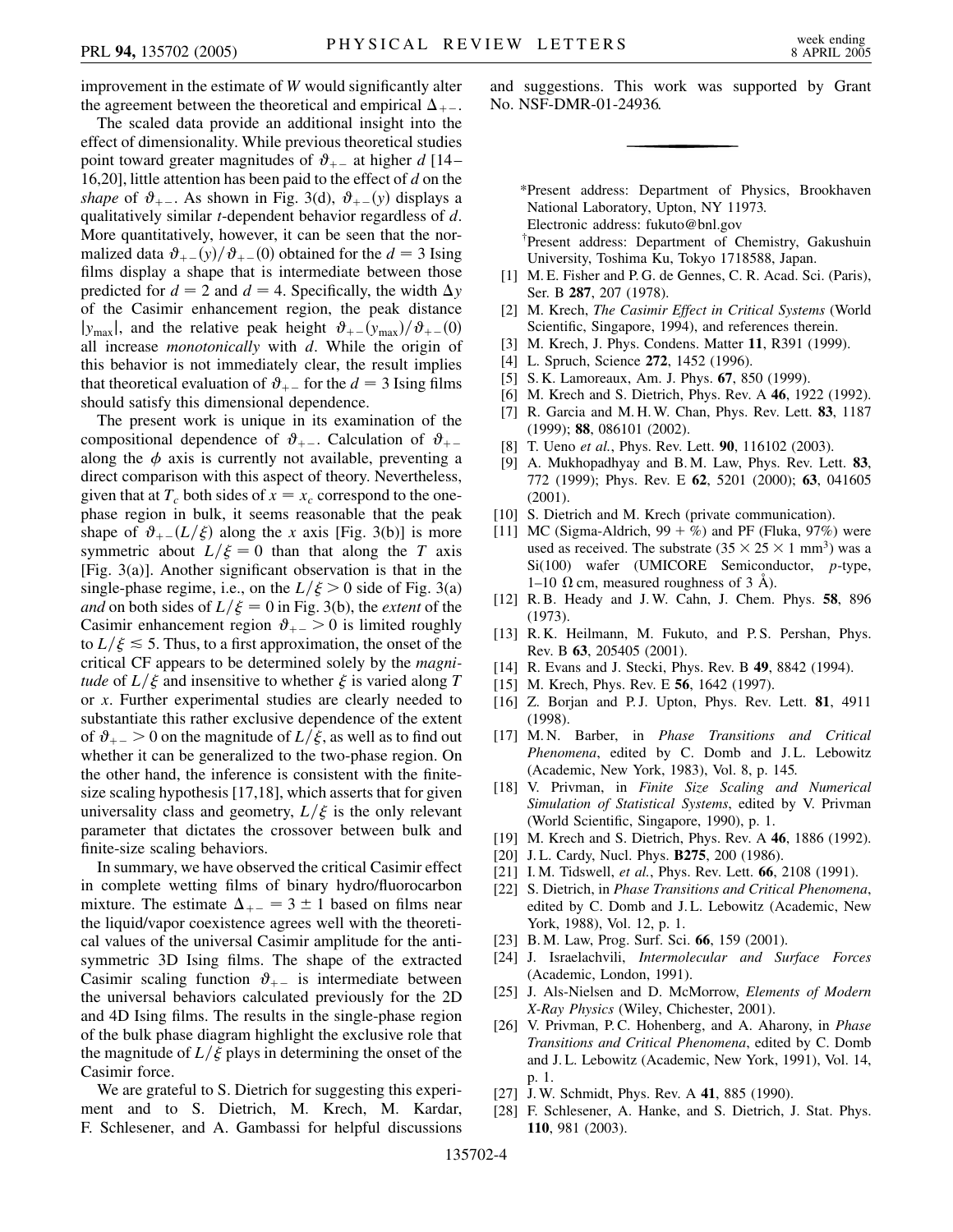improvement in the estimate of $W$ would significantly alter the agreement between the theoretical and empirical $\Delta_{+-}$.

The scaled data provide an additional insight into the effect of dimensionality. While previous theoretical studies point toward greater magnitudes of $\vartheta_{+-}$ at higher $d$ [14–16,20], little attention has been paid to the effect of $d$ on the *shape* of $\vartheta_{+-}$. As shown in Fig. 3(d), $\vartheta_{+-}(y)$ displays a qualitatively similar $t$-dependent behavior regardless of $d$. More quantitatively, however, it can be seen that the normalized data $\vartheta_{+-}(y)/\vartheta_{+-}(0)$ obtained for the $d = 3$ Ising films display a shape that is intermediate between those predicted for $d = 2$ and $d = 4$. Specifically, the width $\Delta y$ of the Casimir enhancement region, the peak distance $|y_{max}|$, and the relative peak height $\vartheta_{+-}(y_{max})/\vartheta_{+-}(0)$ all increase *monotonically* with $d$. While the origin of this behavior is not immediately clear, the result implies that theoretical evaluation of $\vartheta_{+-}$ for the $d = 3$ Ising films should satisfy this dimensional dependence.

The present work is unique in its examination of the compositional dependence of $\vartheta_{+-}$. Calculation of $\vartheta_{+-}$ along the $\phi$ axis is currently not available, preventing a direct comparison with this aspect of theory. Nevertheless, given that at $T_c$ both sides of $x = x_c$ correspond to the one-phase region in bulk, it seems reasonable that the peak shape of $\vartheta_{+-}(L/\xi)$ along the $x$ axis [Fig. 3(b)] is more symmetric about $L/\xi = 0$ than that along the $T$ axis [Fig. 3(a)]. Another significant observation is that in the single-phase regime, i.e., on the $L/\xi > 0$ side of Fig. 3(a) *and* on both sides of $L/\xi = 0$ in Fig. 3(b), the *extent* of the Casimir enhancement region $\vartheta_{+-} > 0$ is limited roughly to $L/\xi \lesssim 5$. Thus, to a first approximation, the onset of the critical CF appears to be determined solely by the *magnitude* of $L/\xi$ and insensitive to whether $\xi$ is varied along $T$ or $x$. Further experimental studies are clearly needed to substantiate this rather exclusive dependence of the extent of $\vartheta_{+-} > 0$ on the magnitude of $L/\xi$, as well as to find out whether it can be generalized to the two-phase region. On the other hand, the inference is consistent with the finite-size scaling hypothesis [17,18], which asserts that for given universality class and geometry, $L/\xi$ is the only relevant parameter that dictates the crossover between bulk and finite-size scaling behaviors.

In summary, we have observed the critical Casimir effect in complete wetting films of binary hydro/fluorocarbon mixture. The estimate $\Delta_{+-} = 3 \pm 1$ based on films near the liquid/vapor coexistence agrees well with the theoretical values of the universal Casimir amplitude for the antisymmetric 3D Ising films. The shape of the extracted Casimir scaling function $\vartheta_{+-}$ is intermediate between the universal behaviors calculated previously for the 2D and 4D Ising films. The results in the single-phase region of the bulk phase diagram highlight the exclusive role that the magnitude of $L/\xi$ plays in determining the onset of the Casimir force.

We are grateful to S. Dietrich for suggesting this experiment and to S. Dietrich, M. Krech, M. Kardar, F. Schlesener, and A. Gambassi for helpful discussions and suggestions. This work was supported by Grant No. NSF-DMR-01-24936.

---

*Present address: Department of Physics, Brookhaven National Laboratory, Upton, NY 11973.
Electronic address: fukuto@bnl.gov

†Present address: Department of Chemistry, Gakushuin University, Toshima Ku, Tokyo 1718588, Japan.

[1] M. E. Fisher and P. G. de Gennes, C. R. Acad. Sci. (Paris), Ser. B **287**, 207 (1978).
[2] M. Krech, *The Casimir Effect in Critical Systems* (World Scientific, Singapore, 1994), and references therein.
[3] M. Krech, J. Phys. Condens. Matter **11**, R391 (1999).
[4] L. Spruch, Science **272**, 1452 (1996).
[5] S. K. Lamoreaux, Am. J. Phys. **67**, 850 (1999).
[6] M. Krech and S. Dietrich, Phys. Rev. A **46**, 1922 (1992).
[7] R. Garcia and M. H. W. Chan, Phys. Rev. Lett. **83**, 1187 (1999); **88**, 086101 (2002).
[8] T. Ueno *et al.*, Phys. Rev. Lett. **90**, 116102 (2003).
[9] A. Mukhopadhyay and B. M. Law, Phys. Rev. Lett. **83**, 772 (1999); Phys. Rev. E **62**, 5201 (2000); **63**, 041605 (2001).
[10] S. Dietrich and M. Krech (private communication).
[11] MC (Sigma-Aldrich, 99 + %) and PF (Fluka, 97%) were used as received. The substrate ($35 \times 25 \times 1$ mm$^3$) was a Si(100) wafer (UMICORE Semiconductor, $p$-type, 1–10 $\Omega$ cm, measured roughness of 3 Å).
[12] R. B. Heady and J. W. Cahn, J. Chem. Phys. **58**, 896 (1973).
[13] R. K. Heilmann, M. Fukuto, and P. S. Pershan, Phys. Rev. B **63**, 205405 (2001).
[14] R. Evans and J. Stecki, Phys. Rev. B **49**, 8842 (1994).
[15] M. Krech, Phys. Rev. E **56**, 1642 (1997).
[16] Z. Borjan and P. J. Upton, Phys. Rev. Lett. **81**, 4911 (1998).
[17] M. N. Barber, in *Phase Transitions and Critical Phenomena*, edited by C. Domb and J. L. Lebowitz (Academic, New York, 1983), Vol. 8, p. 145.
[18] V. Privman, in *Finite Size Scaling and Numerical Simulation of Statistical Systems*, edited by V. Privman (World Scientific, Singapore, 1990), p. 1.
[19] M. Krech and S. Dietrich, Phys. Rev. A **46**, 1886 (1992).
[20] J. L. Cardy, Nucl. Phys. **B275**, 200 (1986).
[21] I. M. Tidswell, *et al.*, Phys. Rev. Lett. **66**, 2108 (1991).
[22] S. Dietrich, in *Phase Transitions and Critical Phenomena*, edited by C. Domb and J. L. Lebowitz (Academic, New York, 1988), Vol. 12, p. 1.
[23] B. M. Law, Prog. Surf. Sci. **66**, 159 (2001).
[24] J. Israelachvili, *Intermolecular and Surface Forces* (Academic, London, 1991).
[25] J. Als-Nielsen and D. McMorrow, *Elements of Modern X-Ray Physics* (Wiley, Chichester, 2001).
[26] V. Privman, P. C. Hohenberg, and A. Aharony, in *Phase Transitions and Critical Phenomena*, edited by C. Domb and J. L. Lebowitz (Academic, New York, 1991), Vol. 14, p. 1.
[27] J. W. Schmidt, Phys. Rev. A **41**, 885 (1990).
[28] F. Schlesener, A. Hanke, and S. Dietrich, J. Stat. Phys. **110**, 981 (2003).